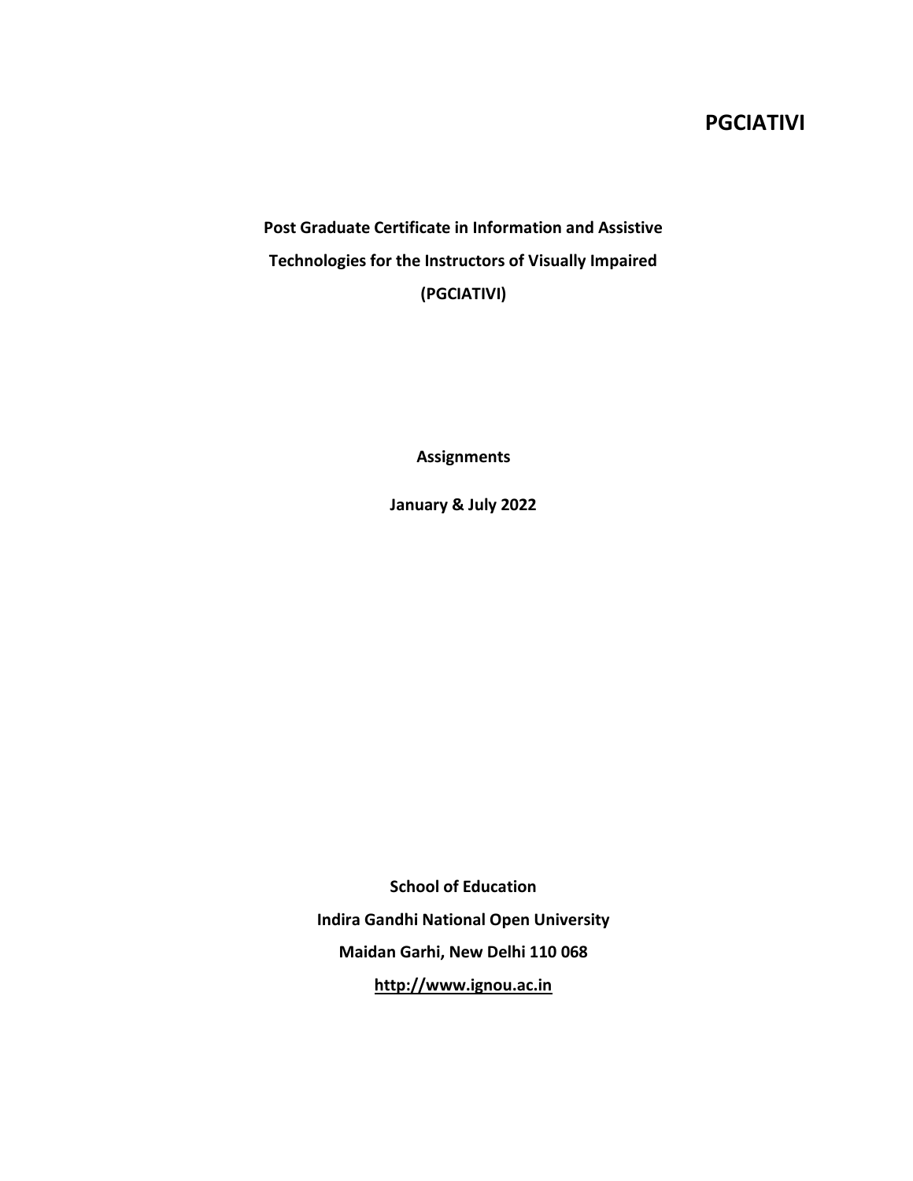# PGCIATIVI

**Post Graduate Certificate in Information and Assistive Technologies for the Instructors of Visually Impaired (PGCIATIVI)**

**Assignments**

**January & July 2022**

**School of Education**

**Indira Gandhi National Open University**

**Maidan Garhi, New Delhi 110 068**

**http://www.ignou.ac.in**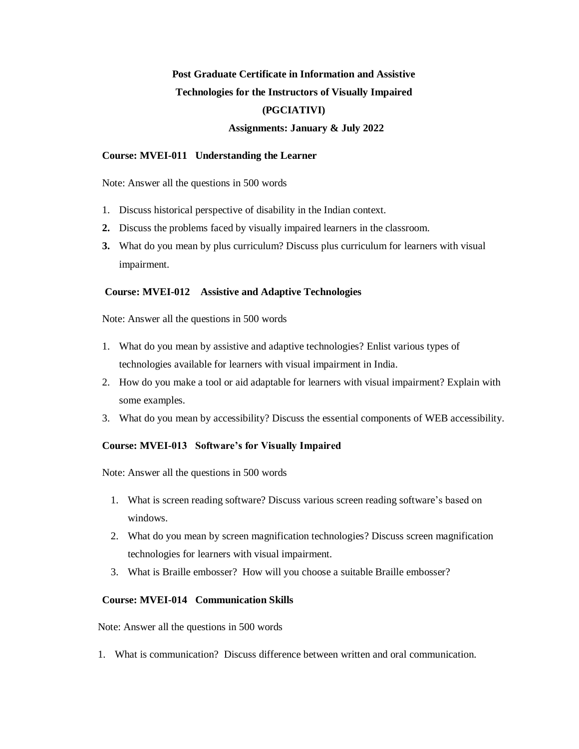**Post Graduate Certificate in Information and Assistive Technologies for the Instructors of Visually Impaired (PGCIATIVI)**

**Assignments: January & July 2022**

**Course: MVEI-011 Understanding the Learner**

Note: Answer all the questions in 500 words

1. Discuss historical perspective of disability in the Indian context.
2. Discuss the problems faced by visually impaired learners in the classroom.
3. What do you mean by plus curriculum? Discuss plus curriculum for learners with visual impairment.

**Course: MVEI-012 Assistive and Adaptive Technologies**

Note: Answer all the questions in 500 words

1. What do you mean by assistive and adaptive technologies? Enlist various types of technologies available for learners with visual impairment in India.
2. How do you make a tool or aid adaptable for learners with visual impairment? Explain with some examples.
3. What do you mean by accessibility? Discuss the essential components of WEB accessibility.

**Course: MVEI-013 Software's for Visually Impaired**

Note: Answer all the questions in 500 words

1. What is screen reading software? Discuss various screen reading software's based on windows.
2. What do you mean by screen magnification technologies? Discuss screen magnification technologies for learners with visual impairment.
3. What is Braille embosser? How will you choose a suitable Braille embosser?

**Course: MVEI-014 Communication Skills**

Note: Answer all the questions in 500 words

1. What is communication? Discuss difference between written and oral communication.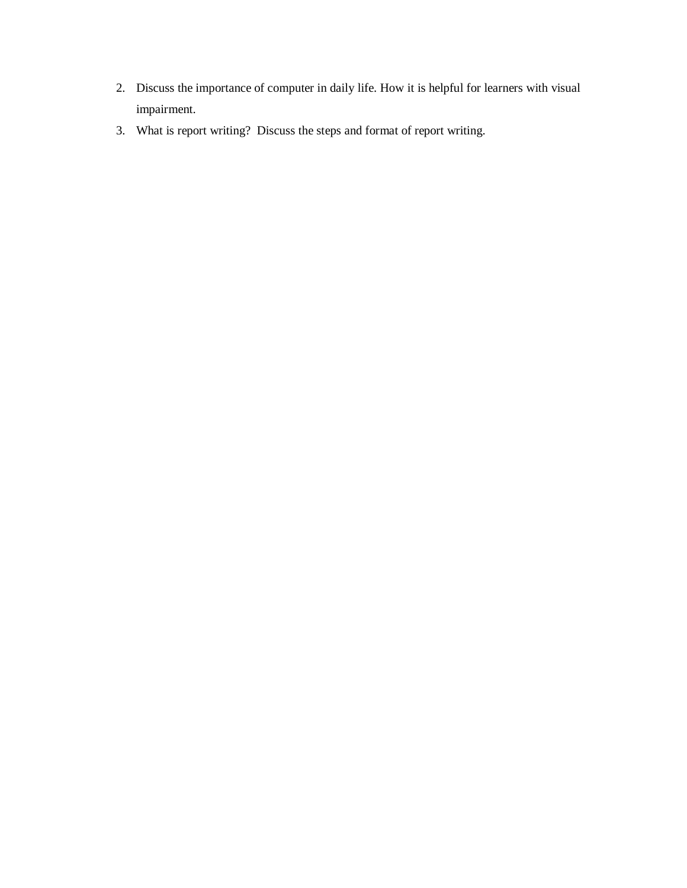2. Discuss the importance of computer in daily life. How it is helpful for learners with visual impairment.
3. What is report writing?  Discuss the steps and format of report writing.